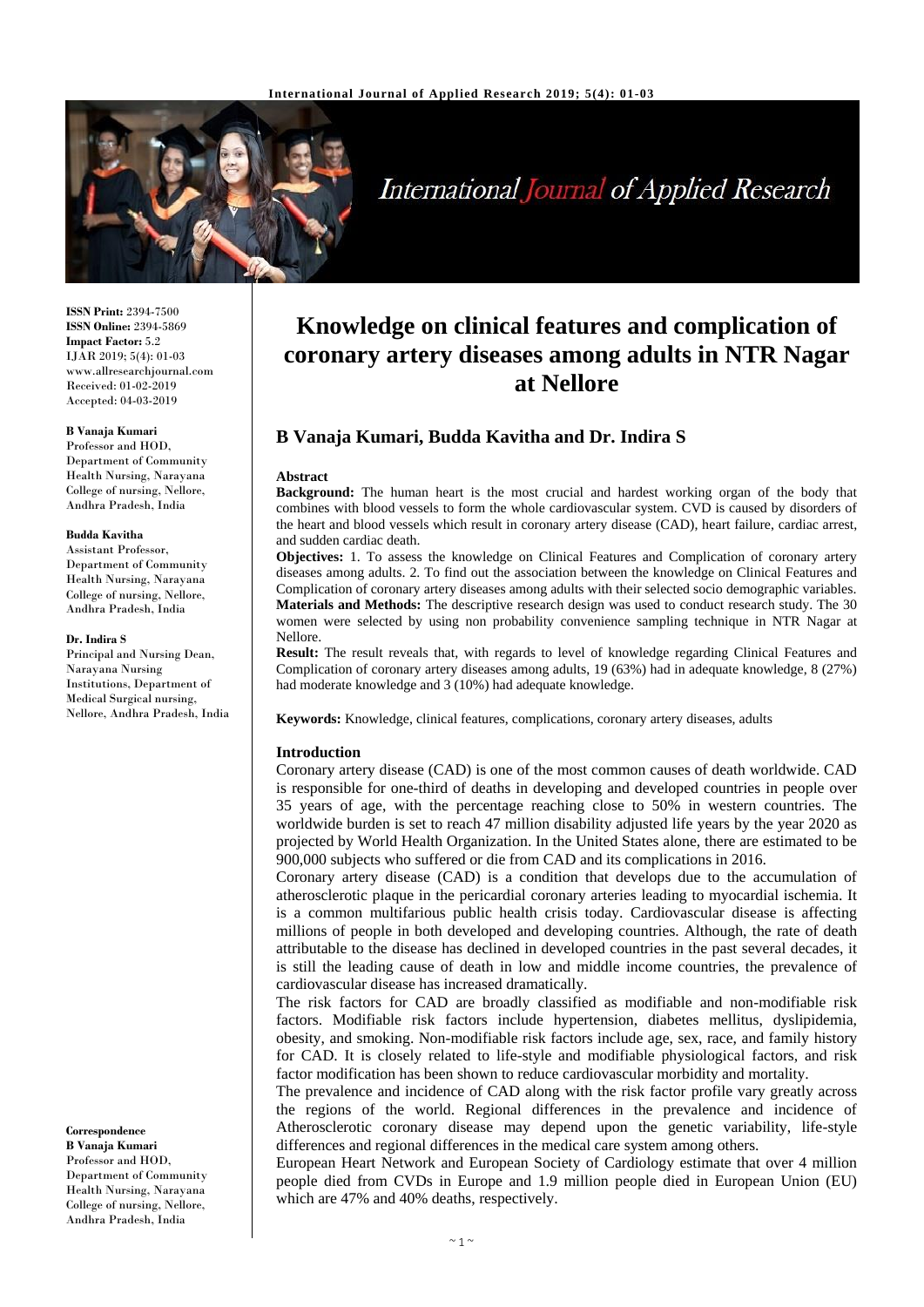**ISSN Print:** 2394-7500
**ISSN Online:** 2394-5869
**Impact Factor:** 5.2
IJAR 2019; 5(4): 01-03
www.allresearchjournal.com
Received: 01-02-2019
Accepted: 04-03-2019

**B Vanaja Kumari**
Professor and HOD, Department of Community Health Nursing, Narayana College of nursing, Nellore, Andhra Pradesh, India

**Budda Kavitha**
Assistant Professor, Department of Community Health Nursing, Narayana College of nursing, Nellore, Andhra Pradesh, India

**Dr. Indira S**
Principal and Nursing Dean, Narayana Nursing Institutions, Department of Medical Surgical nursing, Nellore, Andhra Pradesh, India

**Correspondence**
**B Vanaja Kumari**
Professor and HOD, Department of Community Health Nursing, Narayana College of nursing, Nellore, Andhra Pradesh, India

# Knowledge on clinical features and complication of coronary artery diseases among adults in NTR Nagar at Nellore

## B Vanaja Kumari, Budda Kavitha and Dr. Indira S

### Abstract

**Background:** The human heart is the most crucial and hardest working organ of the body that combines with blood vessels to form the whole cardiovascular system. CVD is caused by disorders of the heart and blood vessels which result in coronary artery disease (CAD), heart failure, cardiac arrest, and sudden cardiac death.

**Objectives:** 1. To assess the knowledge on Clinical Features and Complication of coronary artery diseases among adults. 2. To find out the association between the knowledge on Clinical Features and Complication of coronary artery diseases among adults with their selected socio demographic variables.

**Materials and Methods:** The descriptive research design was used to conduct research study. The 30 women were selected by using non probability convenience sampling technique in NTR Nagar at Nellore.

**Result:** The result reveals that, with regards to level of knowledge regarding Clinical Features and Complication of coronary artery diseases among adults, 19 (63%) had in adequate knowledge, 8 (27%) had moderate knowledge and 3 (10%) had adequate knowledge.

**Keywords:** Knowledge, clinical features, complications, coronary artery diseases, adults

### Introduction

Coronary artery disease (CAD) is one of the most common causes of death worldwide. CAD is responsible for one-third of deaths in developing and developed countries in people over 35 years of age, with the percentage reaching close to 50% in western countries. The worldwide burden is set to reach 47 million disability adjusted life years by the year 2020 as projected by World Health Organization. In the United States alone, there are estimated to be 900,000 subjects who suffered or die from CAD and its complications in 2016.

Coronary artery disease (CAD) is a condition that develops due to the accumulation of atherosclerotic plaque in the pericardial coronary arteries leading to myocardial ischemia. It is a common multifarious public health crisis today. Cardiovascular disease is affecting millions of people in both developed and developing countries. Although, the rate of death attributable to the disease has declined in developed countries in the past several decades, it is still the leading cause of death in low and middle income countries, the prevalence of cardiovascular disease has increased dramatically.

The risk factors for CAD are broadly classified as modifiable and non-modifiable risk factors. Modifiable risk factors include hypertension, diabetes mellitus, dyslipidemia, obesity, and smoking. Non-modifiable risk factors include age, sex, race, and family history for CAD. It is closely related to life-style and modifiable physiological factors, and risk factor modification has been shown to reduce cardiovascular morbidity and mortality.

The prevalence and incidence of CAD along with the risk factor profile vary greatly across the regions of the world. Regional differences in the prevalence and incidence of Atherosclerotic coronary disease may depend upon the genetic variability, life-style differences and regional differences in the medical care system among others.

European Heart Network and European Society of Cardiology estimate that over 4 million people died from CVDs in Europe and 1.9 million people died in European Union (EU) which are 47% and 40% deaths, respectively.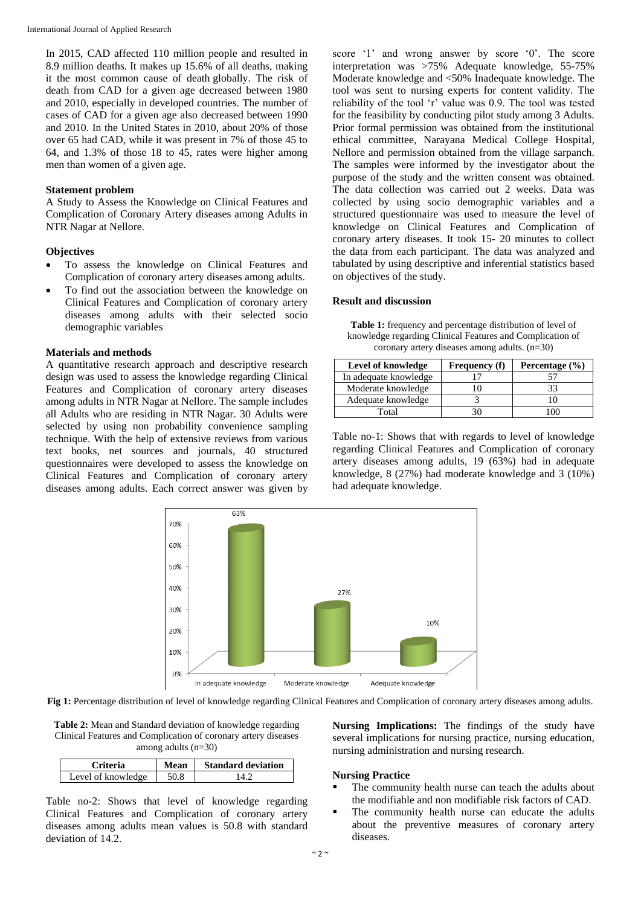In 2015, CAD affected 110 million people and resulted in 8.9 million deaths. It makes up 15.6% of all deaths, making it the most common cause of death globally. The risk of death from CAD for a given age decreased between 1980 and 2010, especially in developed countries. The number of cases of CAD for a given age also decreased between 1990 and 2010. In the United States in 2010, about 20% of those over 65 had CAD, while it was present in 7% of those 45 to 64, and 1.3% of those 18 to 45, rates were higher among men than women of a given age.

### Statement problem

A Study to Assess the Knowledge on Clinical Features and Complication of Coronary Artery diseases among Adults in NTR Nagar at Nellore.

### Objectives

- To assess the knowledge on Clinical Features and Complication of coronary artery diseases among adults.
- To find out the association between the knowledge on Clinical Features and Complication of coronary artery diseases among adults with their selected socio demographic variables

### Materials and methods

A quantitative research approach and descriptive research design was used to assess the knowledge regarding Clinical Features and Complication of coronary artery diseases among adults in NTR Nagar at Nellore. The sample includes all Adults who are residing in NTR Nagar. 30 Adults were selected by using non probability convenience sampling technique. With the help of extensive reviews from various text books, net sources and journals, 40 structured questionnaires were developed to assess the knowledge on Clinical Features and Complication of coronary artery diseases among adults. Each correct answer was given by score '1' and wrong answer by score '0'. The score interpretation was >75% Adequate knowledge, 55-75% Moderate knowledge and <50% Inadequate knowledge. The tool was sent to nursing experts for content validity. The reliability of the tool 'r' value was 0.9. The tool was tested for the feasibility by conducting pilot study among 3 Adults. Prior formal permission was obtained from the institutional ethical committee, Narayana Medical College Hospital, Nellore and permission obtained from the village sarpanch. The samples were informed by the investigator about the purpose of the study and the written consent was obtained. The data collection was carried out 2 weeks. Data was collected by using socio demographic variables and a structured questionnaire was used to measure the level of knowledge on Clinical Features and Complication of coronary artery diseases. It took 15- 20 minutes to collect the data from each participant. The data was analyzed and tabulated by using descriptive and inferential statistics based on objectives of the study.

### Result and discussion

**Table 1:** frequency and percentage distribution of level of knowledge regarding Clinical Features and Complication of coronary artery diseases among adults. (n=30)

| Level of knowledge | Frequency (f) | Percentage (%) |
|---|---|---|
| In adequate knowledge | 17 | 57 |
| Moderate knowledge | 10 | 33 |
| Adequate knowledge | 3 | 10 |
| Total | 30 | 100 |

Table no-1: Shows that with regards to level of knowledge regarding Clinical Features and Complication of coronary artery diseases among adults, 19 (63%) had in adequate knowledge, 8 (27%) had moderate knowledge and 3 (10%) had adequate knowledge.

**Fig 1:** Percentage distribution of level of knowledge regarding Clinical Features and Complication of coronary artery diseases among adults.

**Table 2:** Mean and Standard deviation of knowledge regarding Clinical Features and Complication of coronary artery diseases among adults (n=30)

| Criteria | Mean | Standard deviation |
|---|---|---|
| Level of knowledge | 50.8 | 14.2 |

Table no-2: Shows that level of knowledge regarding Clinical Features and Complication of coronary artery diseases among adults mean values is 50.8 with standard deviation of 14.2.

**Nursing Implications:** The findings of the study have several implications for nursing practice, nursing education, nursing administration and nursing research.

### Nursing Practice

- The community health nurse can teach the adults about the modifiable and non modifiable risk factors of CAD.
- The community health nurse can educate the adults about the preventive measures of coronary artery diseases.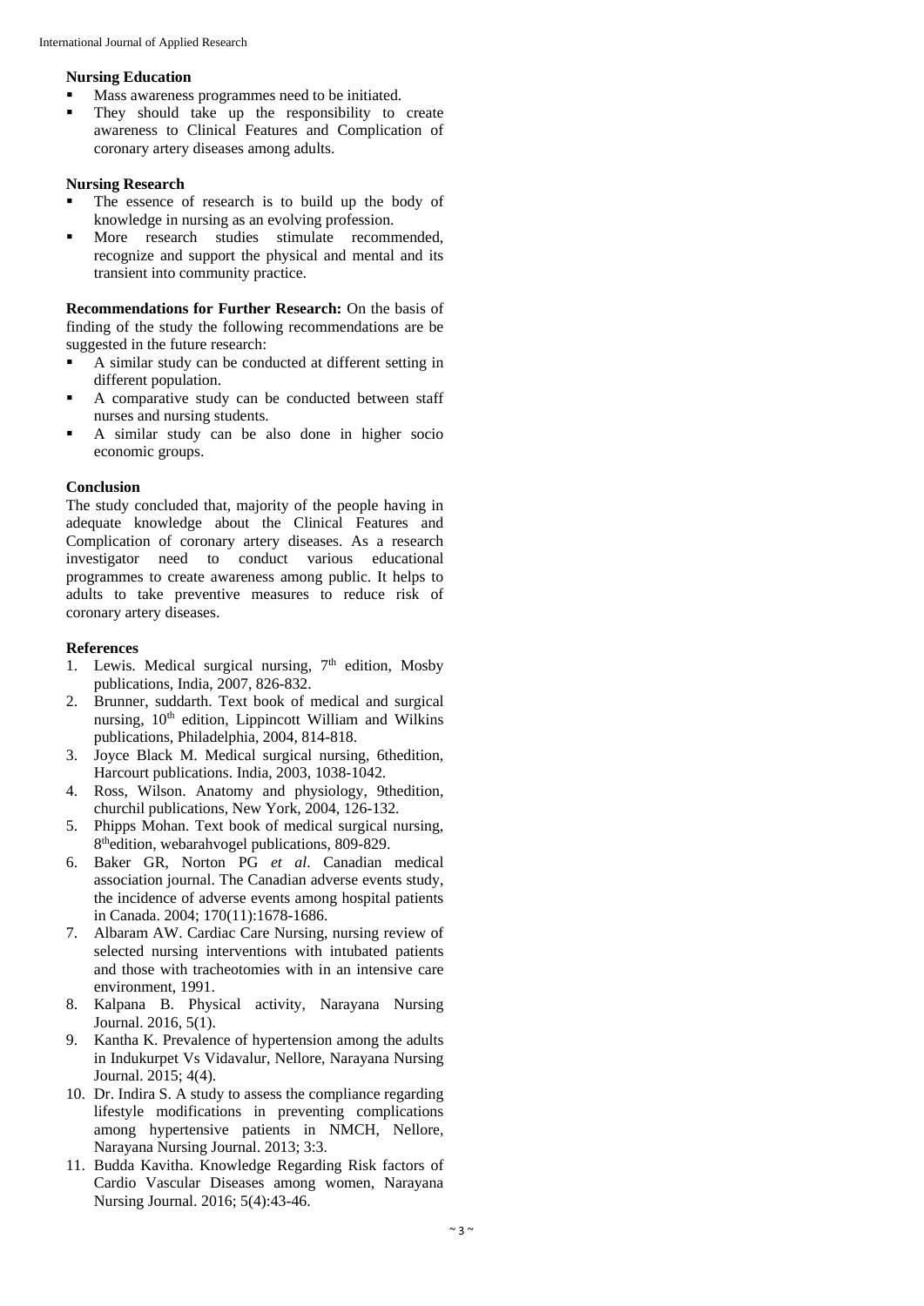**Nursing Education**

- Mass awareness programmes need to be initiated.
- They should take up the responsibility to create awareness to Clinical Features and Complication of coronary artery diseases among adults.

**Nursing Research**

- The essence of research is to build up the body of knowledge in nursing as an evolving profession.
- More research studies stimulate recommended, recognize and support the physical and mental and its transient into community practice.

**Recommendations for Further Research:** On the basis of finding of the study the following recommendations are be suggested in the future research:

- A similar study can be conducted at different setting in different population.
- A comparative study can be conducted between staff nurses and nursing students.
- A similar study can be also done in higher socio economic groups.

**Conclusion**

The study concluded that, majority of the people having in adequate knowledge about the Clinical Features and Complication of coronary artery diseases. As a research investigator need to conduct various educational programmes to create awareness among public. It helps to adults to take preventive measures to reduce risk of coronary artery diseases.

**References**

1. Lewis. Medical surgical nursing, 7th edition, Mosby publications, India, 2007, 826-832.
2. Brunner, suddarth. Text book of medical and surgical nursing, 10th edition, Lippincott William and Wilkins publications, Philadelphia, 2004, 814-818.
3. Joyce Black M. Medical surgical nursing, 6thedition, Harcourt publications. India, 2003, 1038-1042.
4. Ross, Wilson. Anatomy and physiology, 9thedition, churchil publications, New York, 2004, 126-132.
5. Phipps Mohan. Text book of medical surgical nursing, 8thedition, webarahvogel publications, 809-829.
6. Baker GR, Norton PG *et al*. Canadian medical association journal. The Canadian adverse events study, the incidence of adverse events among hospital patients in Canada. 2004; 170(11):1678-1686.
7. Albaram AW. Cardiac Care Nursing, nursing review of selected nursing interventions with intubated patients and those with tracheotomies with in an intensive care environment, 1991.
8. Kalpana B. Physical activity, Narayana Nursing Journal. 2016, 5(1).
9. Kantha K. Prevalence of hypertension among the adults in Indukurpet Vs Vidavalur, Nellore, Narayana Nursing Journal. 2015; 4(4).
10. Dr. Indira S. A study to assess the compliance regarding lifestyle modifications in preventing complications among hypertensive patients in NMCH, Nellore, Narayana Nursing Journal. 2013; 3:3.
11. Budda Kavitha. Knowledge Regarding Risk factors of Cardio Vascular Diseases among women, Narayana Nursing Journal. 2016; 5(4):43-46.